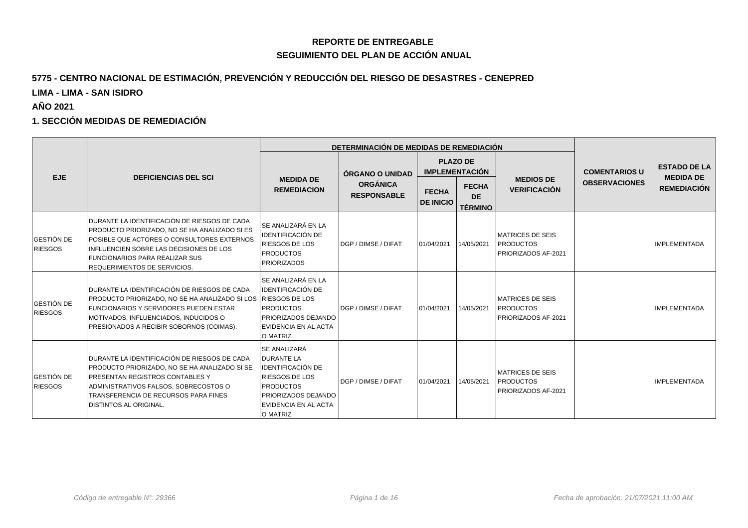**REPORTE DE ENTREGABLE**

**SEGUIMIENTO DEL PLAN DE ACCIÓN ANUAL**

## 5775 - CENTRO NACIONAL DE ESTIMACIÓN, PREVENCIÓN Y REDUCCIÓN DEL RIESGO DE DESASTRES - CENEPRED

**LIMA - LIMA - SAN ISIDRO**

**AÑO 2021**

### 1. SECCIÓN MEDIDAS DE REMEDIACIÓN

| EJE | DEFICIENCIAS DEL SCI | DETERMINACIÓN DE MEDIDAS DE REMEDIACIÓN | | | | | COMENTARIOS U OBSERVACIONES | ESTADO DE LA MEDIDA DE REMEDIACIÓN |
|---|---|---|---|---|---|---|---|---|
| | | MEDIDA DE REMEDIACION | ÓRGANO O UNIDAD ORGÁNICA RESPONSABLE | PLAZO DE IMPLEMENTACIÓN | | MEDIOS DE VERIFICACIÓN | | |
| | | | | FECHA DE INICIO | FECHA DE TÉRMINO | | | |
| GESTIÓN DE RIESGOS | DURANTE LA IDENTIFICACIÓN DE RIESGOS DE CADA PRODUCTO PRIORIZADO, NO SE HA ANALIZADO SI ES POSIBLE QUE ACTORES O CONSULTORES EXTERNOS INFLUENCIEN SOBRE LAS DECISIONES DE LOS FUNCIONARIOS PARA REALIZAR SUS REQUERIMIENTOS DE SERVICIOS. | SE ANALIZARÁ EN LA IDENTIFICACIÓN DE RIESGOS DE LOS PRODUCTOS PRIORIZADOS | DGP / DIMSE / DIFAT | 01/04/2021 | 14/05/2021 | MATRICES DE SEIS PRODUCTOS PRIORIZADOS AF-2021 | | IMPLEMENTADA |
| GESTIÓN DE RIESGOS | DURANTE LA IDENTIFICACIÓN DE RIESGOS DE CADA PRODUCTO PRIORIZADO, NO SE HA ANALIZADO SI LOS FUNCIONARIOS Y SERVIDORES PUEDEN ESTAR MOTIVADOS, INFLUENCIADOS, INDUCIDOS O PRESIONADOS A RECIBIR SOBORNOS (COIMAS). | SE ANALIZARÁ EN LA IDENTIFICACIÓN DE RIESGOS DE LOS PRODUCTOS PRIORIZADOS DEJANDO EVIDENCIA EN AL ACTA O MATRIZ | DGP / DIMSE / DIFAT | 01/04/2021 | 14/05/2021 | MATRICES DE SEIS PRODUCTOS PRIORIZADOS AF-2021 | | IMPLEMENTADA |
| GESTIÓN DE RIESGOS | DURANTE LA IDENTIFICACIÓN DE RIESGOS DE CADA PRODUCTO PRIORIZADO, NO SE HA ANALIZADO SI SE PRESENTAN REGISTROS CONTABLES Y ADMINISTRATIVOS FALSOS, SOBRECOSTOS O TRANSFERENCIA DE RECURSOS PARA FINES DISTINTOS AL ORIGINAL. | SE ANALIZARÁ DURANTE LA IDENTIFICACIÓN DE RIESGOS DE LOS PRODUCTOS PRIORIZADOS DEJANDO EVIDENCIA EN AL ACTA O MATRIZ | DGP / DIMSE / DIFAT | 01/04/2021 | 14/05/2021 | MATRICES DE SEIS PRODUCTOS PRIORIZADOS AF-2021 | | IMPLEMENTADA |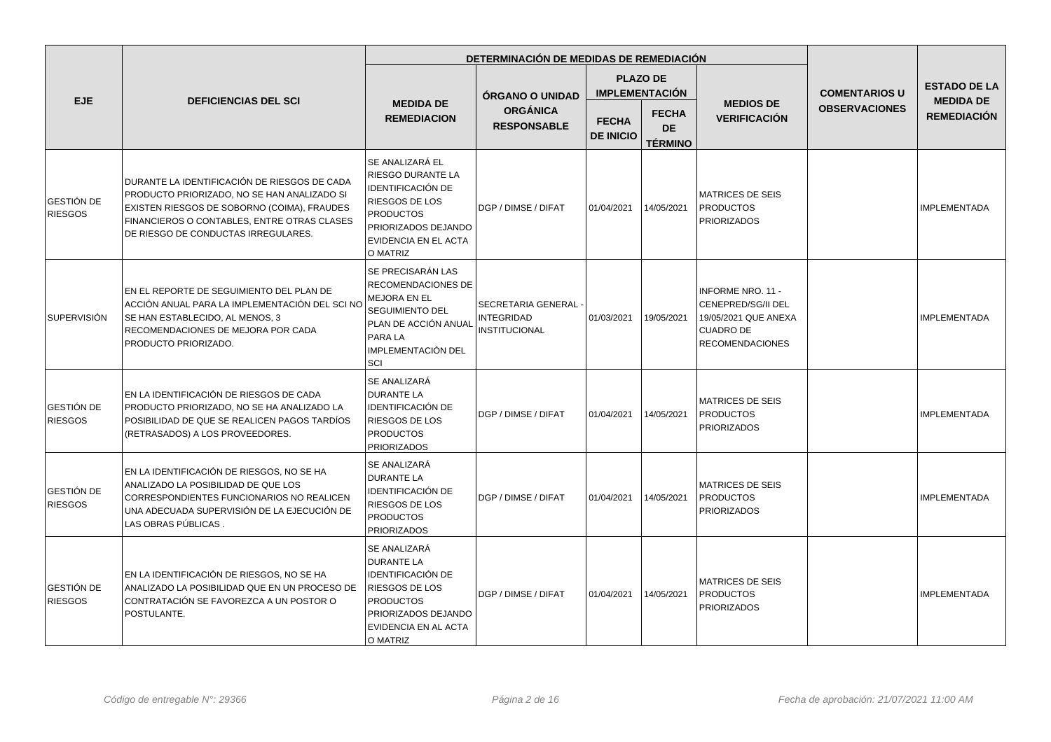| EJE | DEFICIENCIAS DEL SCI | DETERMINACIÓN DE MEDIDAS DE REMEDIACIÓN | | | | | COMENTARIOS U OBSERVACIONES | ESTADO DE LA MEDIDA DE REMEDIACIÓN |
|---|---|---|---|---|---|---|---|---|
| | | MEDIDA DE REMEDIACION | ÓRGANO O UNIDAD ORGÁNICA RESPONSABLE | PLAZO DE IMPLEMENTACIÓN | | MEDIOS DE VERIFICACIÓN | | |
| | | | | FECHA DE INICIO | FECHA DE TÉRMINO | | | |
| GESTIÓN DE RIESGOS | DURANTE LA IDENTIFICACIÓN DE RIESGOS DE CADA PRODUCTO PRIORIZADO, NO SE HAN ANALIZADO SI EXISTEN RIESGOS DE SOBORNO (COIMA), FRAUDES FINANCIEROS O CONTABLES, ENTRE OTRAS CLASES DE RIESGO DE CONDUCTAS IRREGULARES. | SE ANALIZARÁ EL RIESGO DURANTE LA IDENTIFICACIÓN DE RIESGOS DE LOS PRODUCTOS PRIORIZADOS DEJANDO EVIDENCIA EN EL ACTA O MATRIZ | DGP / DIMSE / DIFAT | 01/04/2021 | 14/05/2021 | MATRICES DE SEIS PRODUCTOS PRIORIZADOS | | IMPLEMENTADA |
| SUPERVISIÓN | EN EL REPORTE DE SEGUIMIENTO DEL PLAN DE ACCIÓN ANUAL PARA LA IMPLEMENTACIÓN DEL SCI NO SE HAN ESTABLECIDO, AL MENOS, 3 RECOMENDACIONES DE MEJORA POR CADA PRODUCTO PRIORIZADO. | SE PRECISARÁN LAS RECOMENDACIONES DE MEJORA EN EL SEGUIMIENTO DEL PLAN DE ACCIÓN ANUAL PARA LA IMPLEMENTACIÓN DEL SCI | SECRETARIA GENERAL - INTEGRIDAD INSTITUCIONAL | 01/03/2021 | 19/05/2021 | INFORME NRO. 11 - CENEPRED/SG/II DEL 19/05/2021 QUE ANEXA CUADRO DE RECOMENDACIONES | | IMPLEMENTADA |
| GESTIÓN DE RIESGOS | EN LA IDENTIFICACIÓN DE RIESGOS DE CADA PRODUCTO PRIORIZADO, NO SE HA ANALIZADO LA POSIBILIDAD DE QUE SE REALICEN PAGOS TARDÍOS (RETRASADOS) A LOS PROVEEDORES. | SE ANALIZARÁ DURANTE LA IDENTIFICACIÓN DE RIESGOS DE LOS PRODUCTOS PRIORIZADOS | DGP / DIMSE / DIFAT | 01/04/2021 | 14/05/2021 | MATRICES DE SEIS PRODUCTOS PRIORIZADOS | | IMPLEMENTADA |
| GESTIÓN DE RIESGOS | EN LA IDENTIFICACIÓN DE RIESGOS, NO SE HA ANALIZADO LA POSIBILIDAD DE QUE LOS CORRESPONDIENTES FUNCIONARIOS NO REALICEN UNA ADECUADA SUPERVISIÓN DE LA EJECUCIÓN DE LAS OBRAS PÚBLICAS . | SE ANALIZARÁ DURANTE LA IDENTIFICACIÓN DE RIESGOS DE LOS PRODUCTOS PRIORIZADOS | DGP / DIMSE / DIFAT | 01/04/2021 | 14/05/2021 | MATRICES DE SEIS PRODUCTOS PRIORIZADOS | | IMPLEMENTADA |
| GESTIÓN DE RIESGOS | EN LA IDENTIFICACIÓN DE RIESGOS, NO SE HA ANALIZADO LA POSIBILIDAD QUE EN UN PROCESO DE CONTRATACIÓN SE FAVOREZCA A UN POSTOR O POSTULANTE. | SE ANALIZARÁ DURANTE LA IDENTIFICACIÓN DE RIESGOS DE LOS PRODUCTOS PRIORIZADOS DEJANDO EVIDENCIA EN AL ACTA O MATRIZ | DGP / DIMSE / DIFAT | 01/04/2021 | 14/05/2021 | MATRICES DE SEIS PRODUCTOS PRIORIZADOS | | IMPLEMENTADA |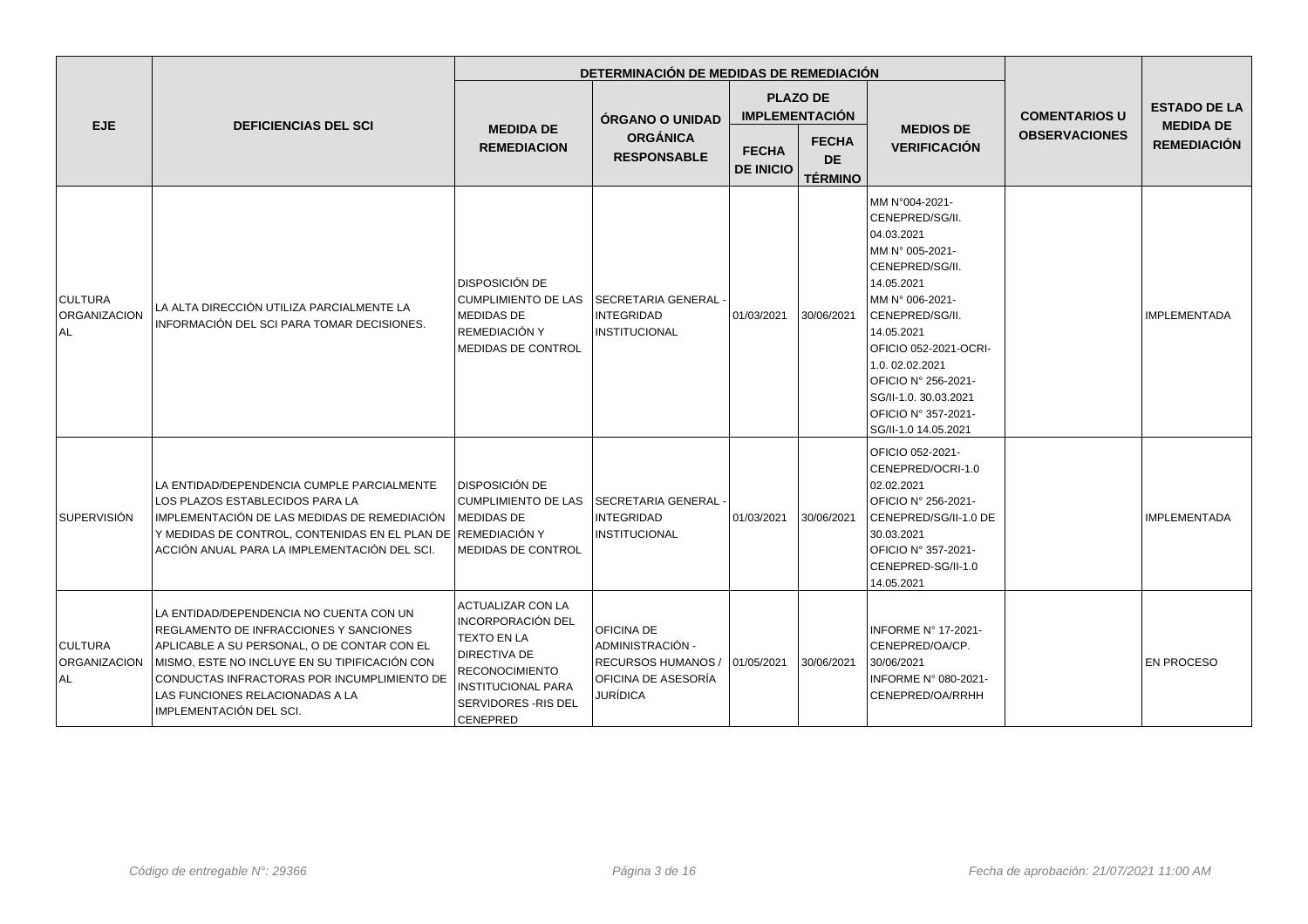| EJE | DEFICIENCIAS DEL SCI | DETERMINACIÓN DE MEDIDAS DE REMEDIACIÓN | | | | | COMENTARIOS U OBSERVACIONES | ESTADO DE LA MEDIDA DE REMEDIACIÓN |
|---|---|---|---|---|---|---|---|---|
| | | MEDIDA DE REMEDIACION | ÓRGANO O UNIDAD ORGÁNICA RESPONSABLE | PLAZO DE IMPLEMENTACIÓN | | MEDIOS DE VERIFICACIÓN | | |
| | | | | FECHA DE INICIO | FECHA DE TÉRMINO | | | |
| CULTURA ORGANIZACIONAL | LA ALTA DIRECCIÓN UTILIZA PARCIALMENTE LA INFORMACIÓN DEL SCI PARA TOMAR DECISIONES. | DISPOSICIÓN DE CUMPLIMIENTO DE LAS MEDIDAS DE REMEDIACIÓN Y MEDIDAS DE CONTROL | SECRETARIA GENERAL - INTEGRIDAD INSTITUCIONAL | 01/03/2021 | 30/06/2021 | MM N°004-2021-CENEPRED/SG/II. 04.03.2021 MM N° 005-2021-CENEPRED/SG/II. 14.05.2021 MM N° 006-2021-CENEPRED/SG/II. 14.05.2021 OFICIO 052-2021-OCRI-1.0. 02.02.2021 OFICIO N° 256-2021-SG/II-1.0. 30.03.2021 OFICIO N° 357-2021-SG/II-1.0 14.05.2021 | | IMPLEMENTADA |
| SUPERVISIÓN | LA ENTIDAD/DEPENDENCIA CUMPLE PARCIALMENTE LOS PLAZOS ESTABLECIDOS PARA LA IMPLEMENTACIÓN DE LAS MEDIDAS DE REMEDIACIÓN Y MEDIDAS DE CONTROL, CONTENIDAS EN EL PLAN DE ACCIÓN ANUAL PARA LA IMPLEMENTACIÓN DEL SCI. | DISPOSICIÓN DE CUMPLIMIENTO DE LAS MEDIDAS DE REMEDIACIÓN Y MEDIDAS DE CONTROL | SECRETARIA GENERAL - INTEGRIDAD INSTITUCIONAL | 01/03/2021 | 30/06/2021 | OFICIO 052-2021-CENEPRED/OCRI-1.0 02.02.2021 OFICIO N° 256-2021-CENEPRED/SG/II-1.0 DE 30.03.2021 OFICIO N° 357-2021-CENEPRED-SG/II-1.0 14.05.2021 | | IMPLEMENTADA |
| CULTURA ORGANIZACIONAL | LA ENTIDAD/DEPENDENCIA NO CUENTA CON UN REGLAMENTO DE INFRACCIONES Y SANCIONES APLICABLE A SU PERSONAL, O DE CONTAR CON EL MISMO, ESTE NO INCLUYE EN SU TIPIFICACIÓN CON CONDUCTAS INFRACTORAS POR INCUMPLIMIENTO DE LAS FUNCIONES RELACIONADAS A LA IMPLEMENTACIÓN DEL SCI. | ACTUALIZAR CON LA INCORPORACIÓN DEL TEXTO EN LA DIRECTIVA DE RECONOCIMIENTO INSTITUCIONAL PARA SERVIDORES -RIS DEL CENEPRED | OFICINA DE ADMINISTRACIÓN - RECURSOS HUMANOS / OFICINA DE ASESORÍA JURÍDICA | 01/05/2021 | 30/06/2021 | INFORME N° 17-2021-CENEPRED/OA/CP. 30/06/2021 INFORME N° 080-2021-CENEPRED/OA/RRHH | | EN PROCESO |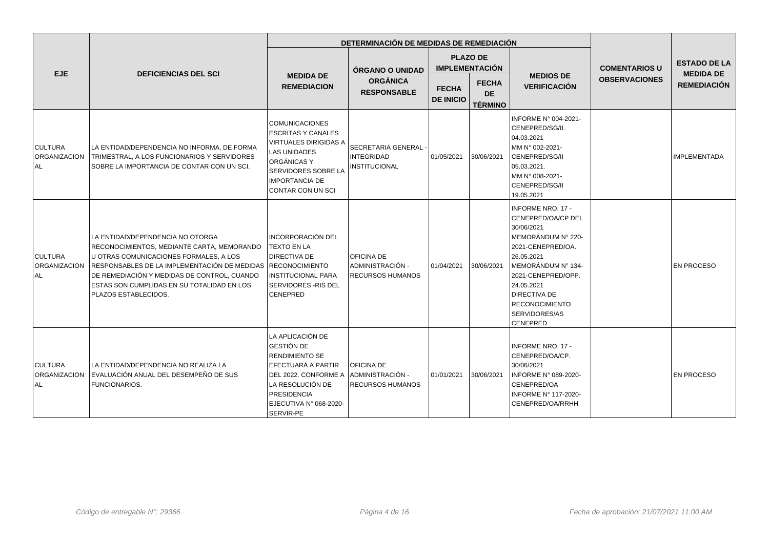| EJE | DEFICIENCIAS DEL SCI | DETERMINACIÓN DE MEDIDAS DE REMEDIACIÓN | | | | | COMENTARIOS U OBSERVACIONES | ESTADO DE LA MEDIDA DE REMEDIACIÓN |
|---|---|---|---|---|---|---|---|---|
| | | MEDIDA DE REMEDIACION | ÓRGANO O UNIDAD ORGÁNICA RESPONSABLE | PLAZO DE IMPLEMENTACIÓN | | MEDIOS DE VERIFICACIÓN | | |
| | | | | FECHA DE INICIO | FECHA DE TÉRMINO | | | |
| CULTURA ORGANIZACIONAL | LA ENTIDAD/DEPENDENCIA NO INFORMA, DE FORMA TRIMESTRAL, A LOS FUNCIONARIOS Y SERVIDORES SOBRE LA IMPORTANCIA DE CONTAR CON UN SCI. | COMUNICACIONES ESCRITAS Y CANALES VIRTUALES DIRIGIDAS A LAS UNIDADES ORGÁNICAS Y SERVIDORES SOBRE LA IMPORTANCIA DE CONTAR CON UN SCI | SECRETARIA GENERAL - INTEGRIDAD INSTITUCIONAL | 01/05/2021 | 30/06/2021 | INFORME N° 004-2021-CENEPRED/SG/II. 04.03.2021 MM N° 002-2021-CENEPRED/SG/II 05.03.2021. MM N° 008-2021-CENEPRED/SG/II 19.05.2021 | | IMPLEMENTADA |
| CULTURA ORGANIZACIONAL | LA ENTIDAD/DEPENDENCIA NO OTORGA RECONOCIMIENTOS, MEDIANTE CARTA, MEMORANDO U OTRAS COMUNICACIONES FORMALES, A LOS RESPONSABLES DE LA IMPLEMENTACIÓN DE MEDIDAS DE REMEDIACIÓN Y MEDIDAS DE CONTROL, CUANDO ESTAS SON CUMPLIDAS EN SU TOTALIDAD EN LOS PLAZOS ESTABLECIDOS. | INCORPORACIÓN DEL TEXTO EN LA DIRECTIVA DE RECONOCIMIENTO INSTITUCIONAL PARA SERVIDORES -RIS DEL CENEPRED | OFICINA DE ADMINISTRACIÓN - RECURSOS HUMANOS | 01/04/2021 | 30/06/2021 | INFORME NRO. 17 - CENEPRED/OA/CP DEL 30/06/2021 MEMORÁNDUM N° 220-2021-CENEPRED/OA. 26.05.2021 MEMORÁNDUM N° 134-2021-CENEPRED/OPP. 24.05.2021 DIRECTIVA DE RECONOCIMIENTO SERVIDORES/AS CENEPRED | | EN PROCESO |
| CULTURA ORGANIZACIONAL | LA ENTIDAD/DEPENDENCIA NO REALIZA LA EVALUACIÓN ANUAL DEL DESEMPEÑO DE SUS FUNCIONARIOS. | LA APLICACIÓN DE GESTIÓN DE RENDIMIENTO SE EFECTUARÁ A PARTIR DEL 2022. CONFORME A LA RESOLUCIÓN DE PRESIDENCIA EJECUTIVA N° 068-2020-SERVIR-PE | OFICINA DE ADMINISTRACIÓN - RECURSOS HUMANOS | 01/01/2021 | 30/06/2021 | INFORME NRO. 17 - CENEPRED/OA/CP. 30/06/2021 INFORME N° 089-2020-CENEPRED/OA INFORME N° 117-2020-CENEPRED/OA/RRHH | | EN PROCESO |

*Código de entregable N°: 29366* *Fecha de aprobación: 21/07/2021 11:00 AM*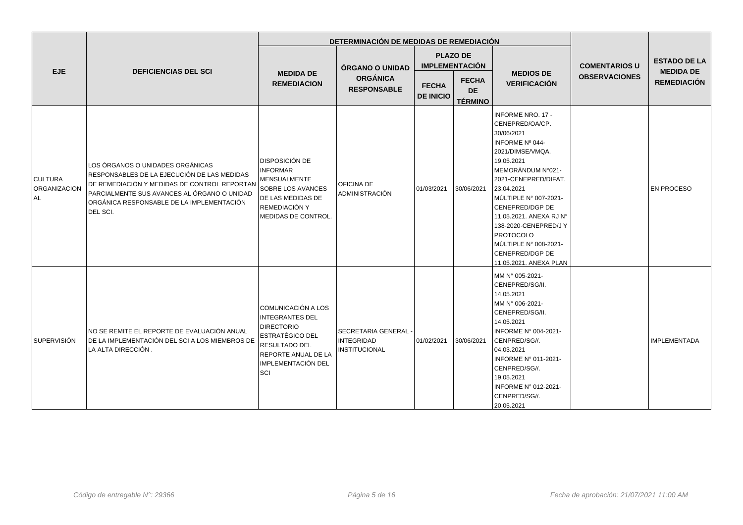| EJE | DEFICIENCIAS DEL SCI | DETERMINACIÓN DE MEDIDAS DE REMEDIACIÓN | | | | | COMENTARIOS U OBSERVACIONES | ESTADO DE LA MEDIDA DE REMEDIACIÓN |
|---|---|---|---|---|---|---|---|---|
| | | MEDIDA DE REMEDIACION | ÓRGANO O UNIDAD ORGÁNICA RESPONSABLE | PLAZO DE IMPLEMENTACIÓN | | MEDIOS DE VERIFICACIÓN | | |
| | | | | FECHA DE INICIO | FECHA DE TÉRMINO | | | |
| CULTURA ORGANIZACIONAL | LOS ÓRGANOS O UNIDADES ORGÁNICAS RESPONSABLES DE LA EJECUCIÓN DE LAS MEDIDAS DE REMEDIACIÓN Y MEDIDAS DE CONTROL REPORTAN PARCIALMENTE SUS AVANCES AL ÓRGANO O UNIDAD ORGÁNICA RESPONSABLE DE LA IMPLEMENTACIÓN DEL SCI. | DISPOSICIÓN DE INFORMAR MENSUALMENTE SOBRE LOS AVANCES DE LAS MEDIDAS DE REMEDIACIÓN Y MEDIDAS DE CONTROL. | OFICINA DE ADMINISTRACIÓN | 01/03/2021 | 30/06/2021 | INFORME NRO. 17 - CENEPRED/OA/CP. 30/06/2021 INFORME Nº 044-2021/DIMSE/VMQA. 19.05.2021 MEMORÁNDUM N°021-2021-CENEPRED/DIFAT. 23.04.2021 MÚLTIPLE N° 007-2021-CENEPRED/DGP DE 11.05.2021. ANEXA RJ N° 138-2020-CENEPRED/J Y PROTOCOLO MÚLTIPLE N° 008-2021-CENEPRED/DGP DE 11.05.2021. ANEXA PLAN | | EN PROCESO |
| SUPERVISIÓN | NO SE REMITE EL REPORTE DE EVALUACIÓN ANUAL DE LA IMPLEMENTACIÓN DEL SCI A LOS MIEMBROS DE LA ALTA DIRECCIÓN . | COMUNICACIÓN A LOS INTEGRANTES DEL DIRECTORIO ESTRATÉGICO DEL RESULTADO DEL REPORTE ANUAL DE LA IMPLEMENTACIÓN DEL SCI | SECRETARIA GENERAL - INTEGRIDAD INSTITUCIONAL | 01/02/2021 | 30/06/2021 | MM N° 005-2021-CENEPRED/SG/II. 14.05.2021 MM N° 006-2021-CENEPRED/SG/II. 14.05.2021 INFORME N° 004-2021-CENPRED/SG//. 04.03.2021 INFORME N° 011-2021-CENPRED/SG//. 19.05.2021 INFORME N° 012-2021-CENPRED/SG//. 20.05.2021 | | IMPLEMENTADA |

*Código de entregable N°: 29366* *Fecha de aprobación: 21/07/2021 11:00 AM*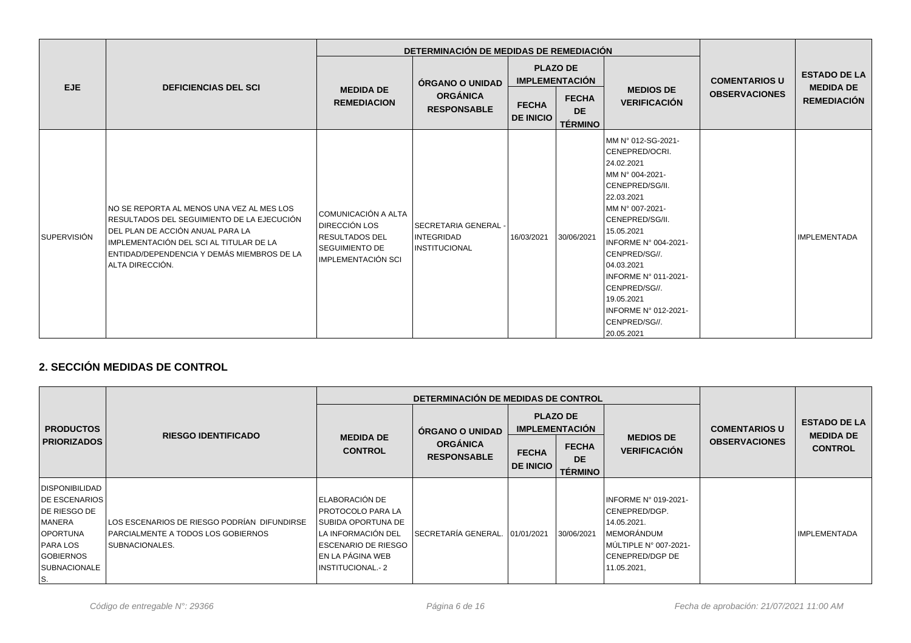| EJE | DEFICIENCIAS DEL SCI | DETERMINACIÓN DE MEDIDAS DE REMEDIACIÓN | | | | | COMENTARIOS U OBSERVACIONES | ESTADO DE LA MEDIDA DE REMEDIACIÓN |
|---|---|---|---|---|---|---|---|---|
| | | MEDIDA DE REMEDIACION | ÓRGANO O UNIDAD ORGÁNICA RESPONSABLE | PLAZO DE IMPLEMENTACIÓN | | MEDIOS DE VERIFICACIÓN | | |
| | | | | FECHA DE INICIO | FECHA DE TÉRMINO | | | |
| SUPERVISIÓN | NO SE REPORTA AL MENOS UNA VEZ AL MES LOS RESULTADOS DEL SEGUIMIENTO DE LA EJECUCIÓN DEL PLAN DE ACCIÓN ANUAL PARA LA IMPLEMENTACIÓN DEL SCI AL TITULAR DE LA ENTIDAD/DEPENDENCIA Y DEMÁS MIEMBROS DE LA ALTA DIRECCIÓN. | COMUNICACIÓN A ALTA DIRECCIÓN LOS RESULTADOS DEL SEGUIMIENTO DE IMPLEMENTACIÓN SCI | SECRETARIA GENERAL - INTEGRIDAD INSTITUCIONAL | 16/03/2021 | 30/06/2021 | MM N° 012-SG-2021-CENEPRED/OCRI. 24.02.2021 MM N° 004-2021-CENEPRED/SG/II. 22.03.2021 MM N° 007-2021-CENEPRED/SG/II. 15.05.2021 INFORME N° 004-2021-CENPRED/SG//. 04.03.2021 INFORME N° 011-2021-CENPRED/SG//. 19.05.2021 INFORME N° 012-2021-CENPRED/SG//. 20.05.2021 | | IMPLEMENTADA |

## 2. SECCIÓN MEDIDAS DE CONTROL

| PRODUCTOS PRIORIZADOS | RIESGO IDENTIFICADO | DETERMINACIÓN DE MEDIDAS DE CONTROL | | | | | COMENTARIOS U OBSERVACIONES | ESTADO DE LA MEDIDA DE CONTROL |
|---|---|---|---|---|---|---|---|---|
| | | MEDIDA DE CONTROL | ÓRGANO O UNIDAD ORGÁNICA RESPONSABLE | PLAZO DE IMPLEMENTACIÓN | | MEDIOS DE VERIFICACIÓN | | |
| | | | | FECHA DE INICIO | FECHA DE TÉRMINO | | | |
| DISPONIBILIDAD DE ESCENARIOS DE RIESGO DE MANERA OPORTUNA PARA LOS GOBIERNOS SUBNACIONALES. | LOS ESCENARIOS DE RIESGO PODRÍAN DIFUNDIRSE PARCIALMENTE A TODOS LOS GOBIERNOS SUBNACIONALES. | ELABORACIÓN DE PROTOCOLO PARA LA SUBIDA OPORTUNA DE LA INFORMACIÓN DEL ESCENARIO DE RIESGO EN LA PÁGINA WEB INSTITUCIONAL.- 2 | SECRETARÍA GENERAL. | 01/01/2021 | 30/06/2021 | INFORME N° 019-2021-CENEPRED/DGP. 14.05.2021. MEMORÁNDUM MÚLTIPLE N° 007-2021-CENEPRED/DGP DE 11.05.2021, | | IMPLEMENTADA |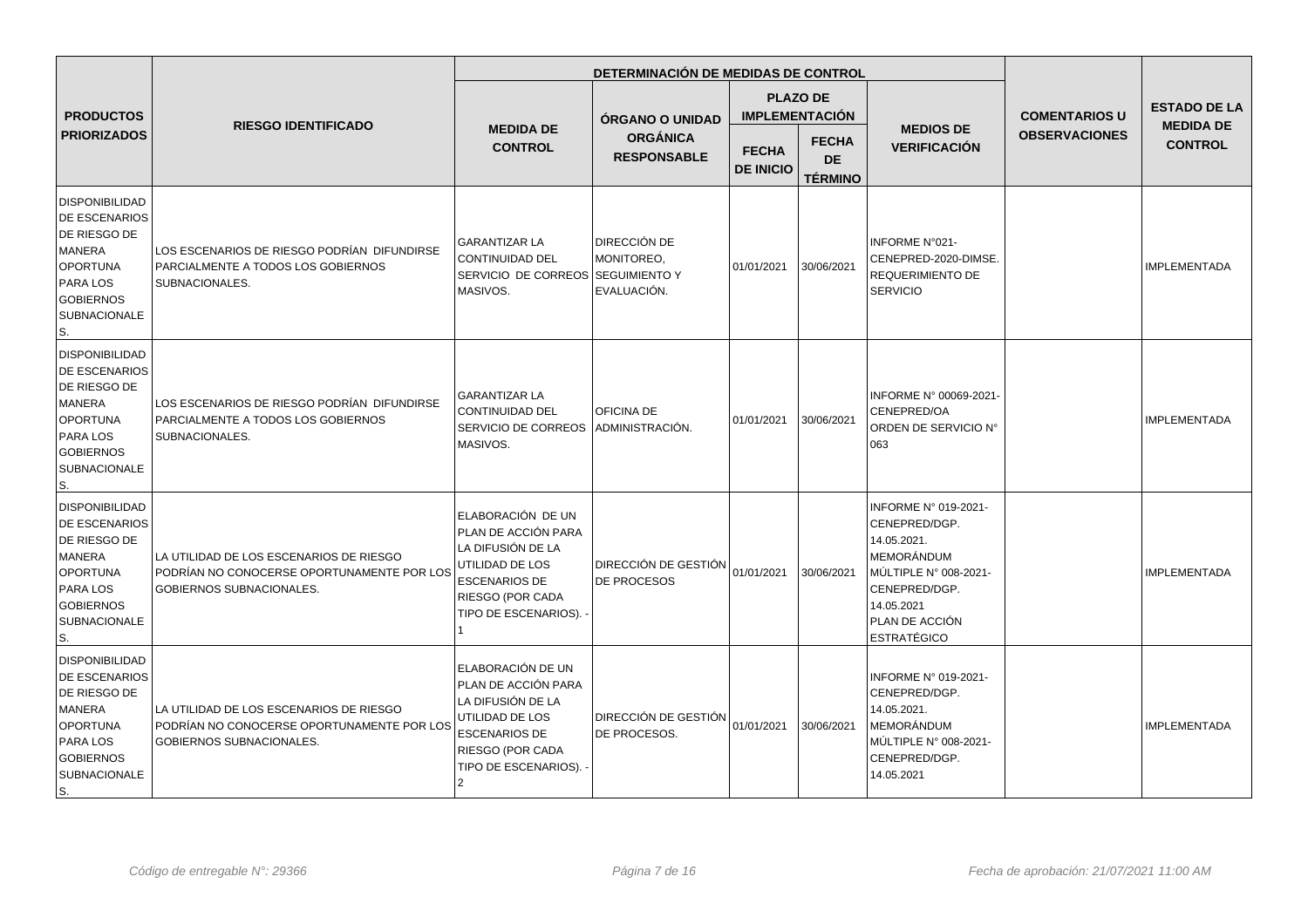| PRODUCTOS PRIORIZADOS | RIESGO IDENTIFICADO | DETERMINACIÓN DE MEDIDAS DE CONTROL | | | | | COMENTARIOS U OBSERVACIONES | ESTADO DE LA MEDIDA DE CONTROL |
|---|---|---|---|---|---|---|---|---|
| | | MEDIDA DE CONTROL | ÓRGANO O UNIDAD ORGÁNICA RESPONSABLE | PLAZO DE IMPLEMENTACIÓN | | MEDIOS DE VERIFICACIÓN | | |
| | | | | FECHA DE INICIO | FECHA DE TÉRMINO | | | |
| DISPONIBILIDAD DE ESCENARIOS DE RIESGO DE MANERA OPORTUNA PARA LOS GOBIERNOS SUBNACIONALES. | LOS ESCENARIOS DE RIESGO PODRÍAN DIFUNDIRSE PARCIALMENTE A TODOS LOS GOBIERNOS SUBNACIONALES. | GARANTIZAR LA CONTINUIDAD DEL SERVICIO DE CORREOS MASIVOS. | DIRECCIÓN DE MONITOREO, SEGUIMIENTO Y EVALUACIÓN. | 01/01/2021 | 30/06/2021 | INFORME N°021-CENEPRED-2020-DIMSE. REQUERIMIENTO DE SERVICIO | | IMPLEMENTADA |
| DISPONIBILIDAD DE ESCENARIOS DE RIESGO DE MANERA OPORTUNA PARA LOS GOBIERNOS SUBNACIONALES. | LOS ESCENARIOS DE RIESGO PODRÍAN DIFUNDIRSE PARCIALMENTE A TODOS LOS GOBIERNOS SUBNACIONALES. | GARANTIZAR LA CONTINUIDAD DEL SERVICIO DE CORREOS MASIVOS. | OFICINA DE ADMINISTRACIÓN. | 01/01/2021 | 30/06/2021 | INFORME N° 00069-2021-CENEPRED/OA ORDEN DE SERVICIO N° 063 | | IMPLEMENTADA |
| DISPONIBILIDAD DE ESCENARIOS DE RIESGO DE MANERA OPORTUNA PARA LOS GOBIERNOS SUBNACIONALES. | LA UTILIDAD DE LOS ESCENARIOS DE RIESGO PODRÍAN NO CONOCERSE OPORTUNAMENTE POR LOS GOBIERNOS SUBNACIONALES. | ELABORACIÓN DE UN PLAN DE ACCIÓN PARA LA DIFUSIÓN DE LA UTILIDAD DE LOS ESCENARIOS DE RIESGO (POR CADA TIPO DE ESCENARIOS). - 1 | DIRECCIÓN DE GESTIÓN DE PROCESOS | 01/01/2021 | 30/06/2021 | INFORME N° 019-2021-CENEPRED/DGP. 14.05.2021. MEMORÁNDUM MÚLTIPLE N° 008-2021-CENEPRED/DGP. 14.05.2021 PLAN DE ACCIÓN ESTRATÉGICO | | IMPLEMENTADA |
| DISPONIBILIDAD DE ESCENARIOS DE RIESGO DE MANERA OPORTUNA PARA LOS GOBIERNOS SUBNACIONALES. | LA UTILIDAD DE LOS ESCENARIOS DE RIESGO PODRÍAN NO CONOCERSE OPORTUNAMENTE POR LOS GOBIERNOS SUBNACIONALES. | ELABORACIÓN DE UN PLAN DE ACCIÓN PARA LA DIFUSIÓN DE LA UTILIDAD DE LOS ESCENARIOS DE RIESGO (POR CADA TIPO DE ESCENARIOS). - 2 | DIRECCIÓN DE GESTIÓN DE PROCESOS. | 01/01/2021 | 30/06/2021 | INFORME N° 019-2021-CENEPRED/DGP. 14.05.2021. MEMORÁNDUM MÚLTIPLE N° 008-2021-CENEPRED/DGP. 14.05.2021 | | IMPLEMENTADA |

*Código de entregable N°: 29366* *Fecha de aprobación: 21/07/2021 11:00 AM*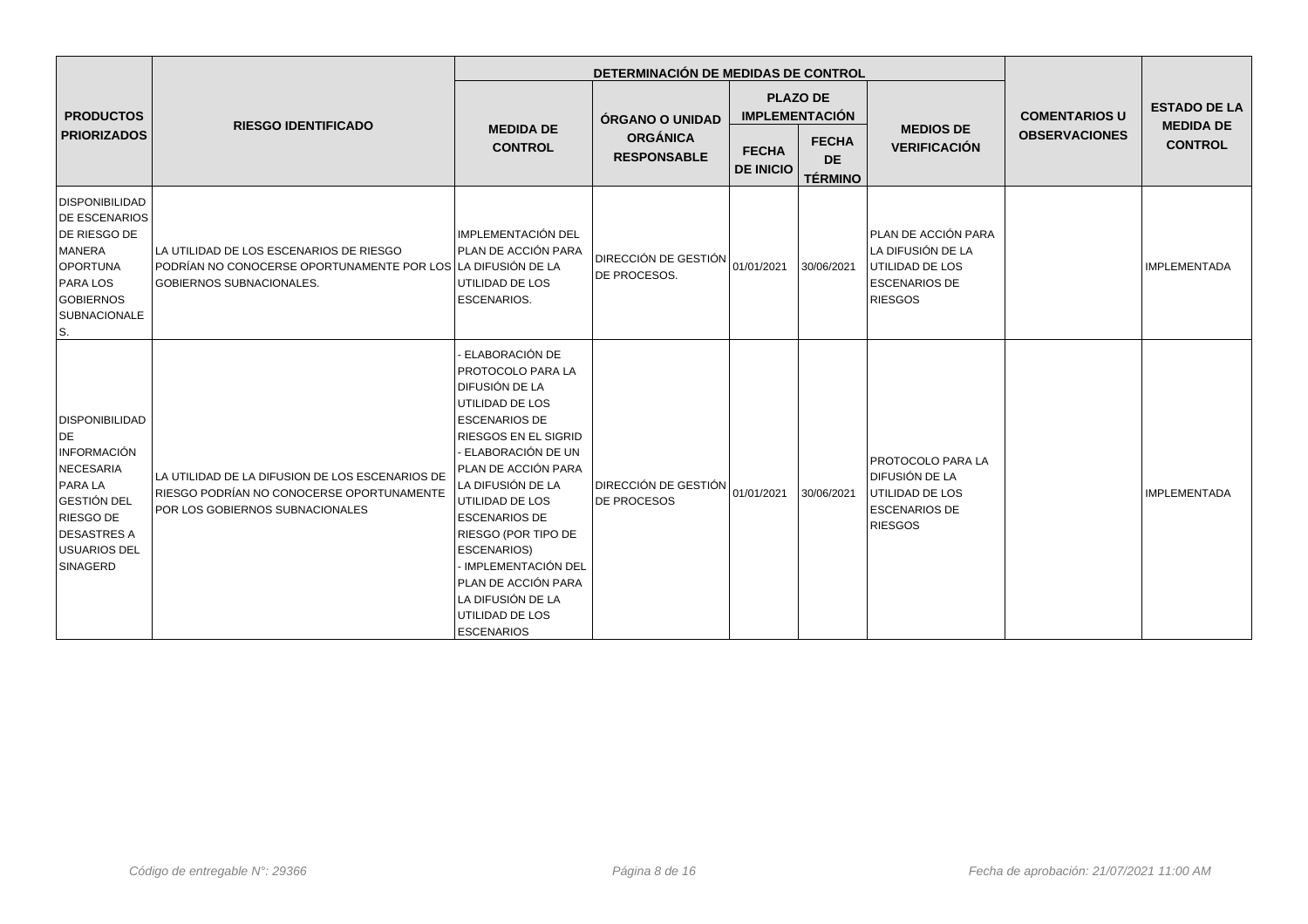| PRODUCTOS PRIORIZADOS | RIESGO IDENTIFICADO | DETERMINACIÓN DE MEDIDAS DE CONTROL | | | | | COMENTARIOS U OBSERVACIONES | ESTADO DE LA MEDIDA DE CONTROL |
|---|---|---|---|---|---|---|---|---|
| | | MEDIDA DE CONTROL | ÓRGANO O UNIDAD ORGÁNICA RESPONSABLE | PLAZO DE IMPLEMENTACIÓN | | MEDIOS DE VERIFICACIÓN | | |
| | | | | FECHA DE INICIO | FECHA DE TÉRMINO | | | |
| DISPONIBILIDAD DE ESCENARIOS DE RIESGO DE MANERA OPORTUNA PARA LOS GOBIERNOS SUBNACIONALES. | LA UTILIDAD DE LOS ESCENARIOS DE RIESGO PODRÍAN NO CONOCERSE OPORTUNAMENTE POR LOS GOBIERNOS SUBNACIONALES. | IMPLEMENTACIÓN DEL PLAN DE ACCIÓN PARA LA DIFUSIÓN DE LA UTILIDAD DE LOS ESCENARIOS. | DIRECCIÓN DE GESTIÓN DE PROCESOS. | 01/01/2021 | 30/06/2021 | PLAN DE ACCIÓN PARA LA DIFUSIÓN DE LA UTILIDAD DE LOS ESCENARIOS DE RIESGOS | | IMPLEMENTADA |
| DISPONIBILIDAD DE INFORMACIÓN NECESARIA PARA LA GESTIÓN DEL RIESGO DE DESASTRES A USUARIOS DEL SINAGERD | LA UTILIDAD DE LA DIFUSION DE LOS ESCENARIOS DE RIESGO PODRÍAN NO CONOCERSE OPORTUNAMENTE POR LOS GOBIERNOS SUBNACIONALES | - ELABORACIÓN DE PROTOCOLO PARA LA DIFUSIÓN DE LA UTILIDAD DE LOS ESCENARIOS DE RIESGOS EN EL SIGRID<br>- ELABORACIÓN DE UN PLAN DE ACCIÓN PARA LA DIFUSIÓN DE LA UTILIDAD DE LOS ESCENARIOS DE RIESGO (POR TIPO DE ESCENARIOS)<br>- IMPLEMENTACIÓN DEL PLAN DE ACCIÓN PARA LA DIFUSIÓN DE LA UTILIDAD DE LOS ESCENARIOS | DIRECCIÓN DE GESTIÓN DE PROCESOS | 01/01/2021 | 30/06/2021 | PROTOCOLO PARA LA DIFUSIÓN DE LA UTILIDAD DE LOS ESCENARIOS DE RIESGOS | | IMPLEMENTADA |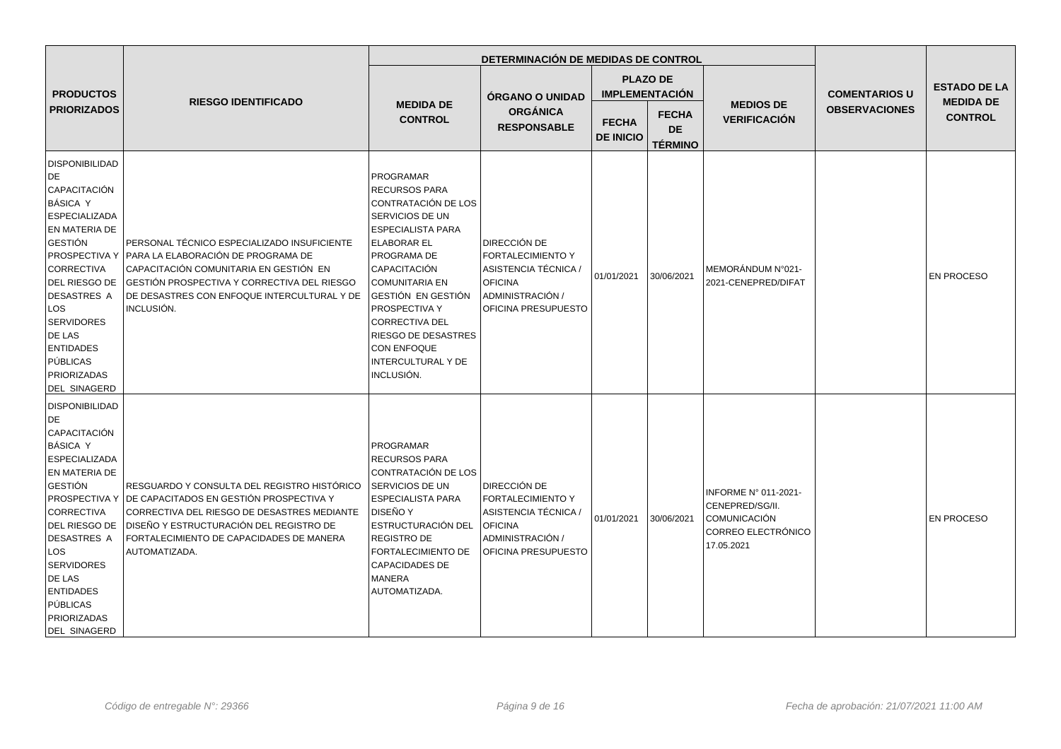| PRODUCTOS PRIORIZADOS | RIESGO IDENTIFICADO | DETERMINACIÓN DE MEDIDAS DE CONTROL | | | | | COMENTARIOS U OBSERVACIONES | ESTADO DE LA MEDIDA DE CONTROL |
|---|---|---|---|---|---|---|---|---|
| | | MEDIDA DE CONTROL | ÓRGANO O UNIDAD ORGÁNICA RESPONSABLE | PLAZO DE IMPLEMENTACIÓN | | MEDIOS DE VERIFICACIÓN | | |
| | | | | FECHA DE INICIO | FECHA DE TÉRMINO | | | |
| DISPONIBILIDAD DE CAPACITACIÓN BÁSICA Y ESPECIALIZADA EN MATERIA DE GESTIÓN PROSPECTIVA Y CORRECTIVA DEL RIESGO DE DESASTRES A LOS SERVIDORES DE LAS ENTIDADES PÚBLICAS PRIORIZADAS DEL SINAGERD | PERSONAL TÉCNICO ESPECIALIZADO INSUFICIENTE PARA LA ELABORACIÓN DE PROGRAMA DE CAPACITACIÓN COMUNITARIA EN GESTIÓN EN GESTIÓN PROSPECTIVA Y CORRECTIVA DEL RIESGO DE DESASTRES CON ENFOQUE INTERCULTURAL Y DE INCLUSIÓN. | PROGRAMAR RECURSOS PARA CONTRATACIÓN DE LOS SERVICIOS DE UN ESPECIALISTA PARA ELABORAR EL PROGRAMA DE CAPACITACIÓN COMUNITARIA EN GESTIÓN EN GESTIÓN PROSPECTIVA Y CORRECTIVA DEL RIESGO DE DESASTRES CON ENFOQUE INTERCULTURAL Y DE INCLUSIÓN. | DIRECCIÓN DE FORTALECIMIENTO Y ASISTENCIA TÉCNICA / OFICINA ADMINISTRACIÓN / OFICINA PRESUPUESTO | 01/01/2021 | 30/06/2021 | MEMORÁNDUM N°021-2021-CENEPRED/DIFAT | | EN PROCESO |
| DISPONIBILIDAD DE CAPACITACIÓN BÁSICA Y ESPECIALIZADA EN MATERIA DE GESTIÓN PROSPECTIVA Y CORRECTIVA DEL RIESGO DE DESASTRES A LOS SERVIDORES DE LAS ENTIDADES PÚBLICAS PRIORIZADAS DEL SINAGERD | RESGUARDO Y CONSULTA DEL REGISTRO HISTÓRICO DE CAPACITADOS EN GESTIÓN PROSPECTIVA Y CORRECTIVA DEL RIESGO DE DESASTRES MEDIANTE DISEÑO Y ESTRUCTURACIÓN DEL REGISTRO DE FORTALECIMIENTO DE CAPACIDADES DE MANERA AUTOMATIZADA. | PROGRAMAR RECURSOS PARA CONTRATACIÓN DE LOS SERVICIOS DE UN ESPECIALISTA PARA DISEÑO Y ESTRUCTURACIÓN DEL REGISTRO DE FORTALECIMIENTO DE CAPACIDADES DE MANERA AUTOMATIZADA. | DIRECCIÓN DE FORTALECIMIENTO Y ASISTENCIA TÉCNICA / OFICINA ADMINISTRACIÓN / OFICINA PRESUPUESTO | 01/01/2021 | 30/06/2021 | INFORME N° 011-2021-CENEPRED/SG/II. COMUNICACIÓN CORREO ELECTRÓNICO 17.05.2021 | | EN PROCESO |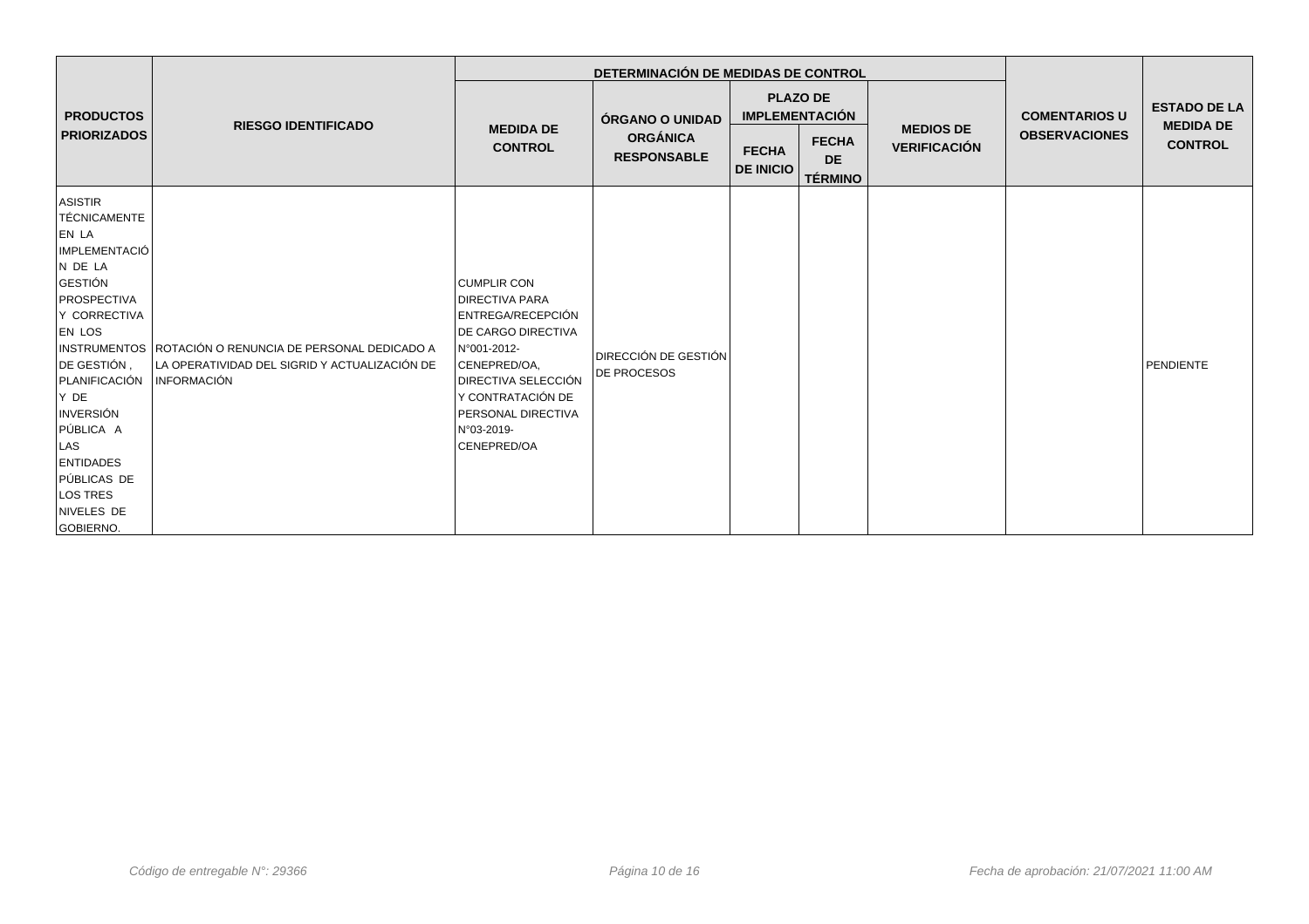| PRODUCTOS PRIORIZADOS | RIESGO IDENTIFICADO | DETERMINACIÓN DE MEDIDAS DE CONTROL | | | | | | COMENTARIOS U OBSERVACIONES | ESTADO DE LA MEDIDA DE CONTROL |
|---|---|---|---|---|---|---|---|---|---|
| | | MEDIDA DE CONTROL | ÓRGANO O UNIDAD ORGÁNICA RESPONSABLE | PLAZO DE IMPLEMENTACIÓN | | MEDIOS DE VERIFICACIÓN | | | |
| | | | | FECHA DE INICIO | FECHA DE TÉRMINO | | | | |
| ASISTIR TÉCNICAMENTE EN LA IMPLEMENTACIÓN DE LA GESTIÓN PROSPECTIVA Y CORRECTIVA EN LOS INSTRUMENTOS DE GESTIÓN , PLANIFICACIÓN Y DE INVERSIÓN PÚBLICA A LAS ENTIDADES PÚBLICAS DE LOS TRES NIVELES DE GOBIERNO. | ROTACIÓN O RENUNCIA DE PERSONAL DEDICADO A LA OPERATIVIDAD DEL SIGRID Y ACTUALIZACIÓN DE INFORMACIÓN | CUMPLIR CON DIRECTIVA PARA ENTREGA/RECEPCIÓN DE CARGO DIRECTIVA N°001-2012-CENEPRED/OA, DIRECTIVA SELECCIÓN Y CONTRATACIÓN DE PERSONAL DIRECTIVA N°03-2019-CENEPRED/OA | DIRECCIÓN DE GESTIÓN DE PROCESOS | | | | | | PENDIENTE |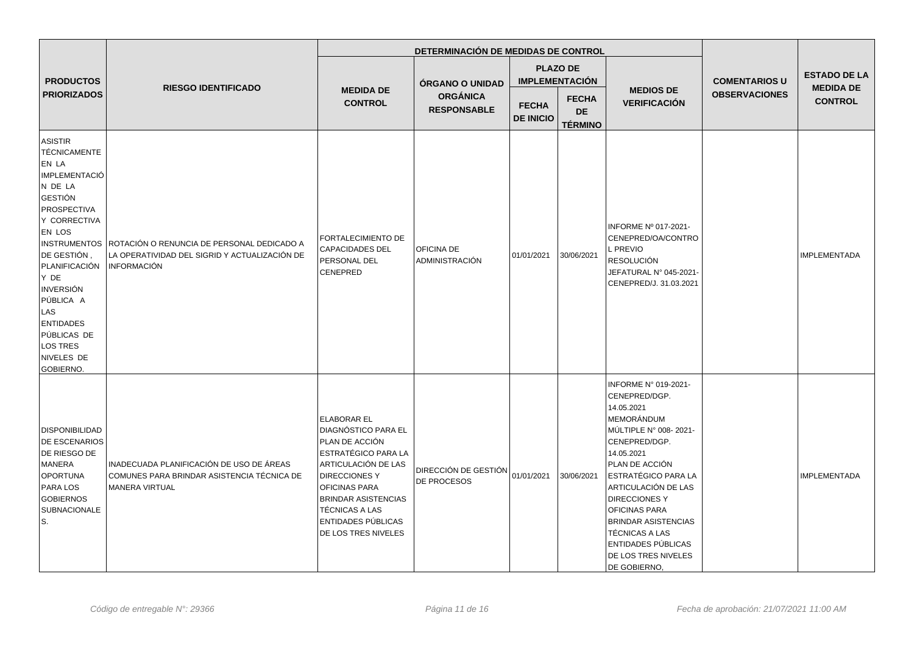| PRODUCTOS PRIORIZADOS | RIESGO IDENTIFICADO | DETERMINACIÓN DE MEDIDAS DE CONTROL | | | | | COMENTARIOS U OBSERVACIONES | ESTADO DE LA MEDIDA DE CONTROL |
|---|---|---|---|---|---|---|---|---|
| | | MEDIDA DE CONTROL | ÓRGANO O UNIDAD ORGÁNICA RESPONSABLE | PLAZO DE IMPLEMENTACIÓN | | MEDIOS DE VERIFICACIÓN | | |
| | | | | FECHA DE INICIO | FECHA DE TÉRMINO | | | |
| ASISTIR TÉCNICAMENTE EN LA IMPLEMENTACIÓN DE LA GESTIÓN PROSPECTIVA Y CORRECTIVA EN LOS INSTRUMENTOS DE GESTIÓN , PLANIFICACIÓN Y DE INVERSIÓN PÚBLICA A LAS ENTIDADES PÚBLICAS DE LOS TRES NIVELES DE GOBIERNO. | ROTACIÓN O RENUNCIA DE PERSONAL DEDICADO A LA OPERATIVIDAD DEL SIGRID Y ACTUALIZACIÓN DE INFORMACIÓN | FORTALECIMIENTO DE CAPACIDADES DEL PERSONAL DEL CENEPRED | OFICINA DE ADMINISTRACIÓN | 01/01/2021 | 30/06/2021 | INFORME Nº 017-2021-CENEPRED/OA/CONTROL PREVIO RESOLUCIÓN JEFATURAL N° 045-2021-CENEPRED/J. 31.03.2021 | | IMPLEMENTADA |
| DISPONIBILIDAD DE ESCENARIOS DE RIESGO DE MANERA OPORTUNA PARA LOS GOBIERNOS SUBNACIONALES. | INADECUADA PLANIFICACIÓN DE USO DE ÁREAS COMUNES PARA BRINDAR ASISTENCIA TÉCNICA DE MANERA VIRTUAL | ELABORAR EL DIAGNÓSTICO PARA EL PLAN DE ACCIÓN ESTRATÉGICO PARA LA ARTICULACIÓN DE LAS DIRECCIONES Y OFICINAS PARA BRINDAR ASISTENCIAS TÉCNICAS A LAS ENTIDADES PÚBLICAS DE LOS TRES NIVELES | DIRECCIÓN DE GESTIÓN DE PROCESOS | 01/01/2021 | 30/06/2021 | INFORME N° 019-2021-CENEPRED/DGP. 14.05.2021 MEMORÁNDUM MÚLTIPLE N° 008- 2021-CENEPRED/DGP. 14.05.2021 PLAN DE ACCIÓN ESTRATÉGICO PARA LA ARTICULACIÓN DE LAS DIRECCIONES Y OFICINAS PARA BRINDAR ASISTENCIAS TÉCNICAS A LAS ENTIDADES PÚBLICAS DE LOS TRES NIVELES DE GOBIERNO, | | IMPLEMENTADA |

*Código de entregable N°: 29366*

*Fecha de aprobación: 21/07/2021 11:00 AM*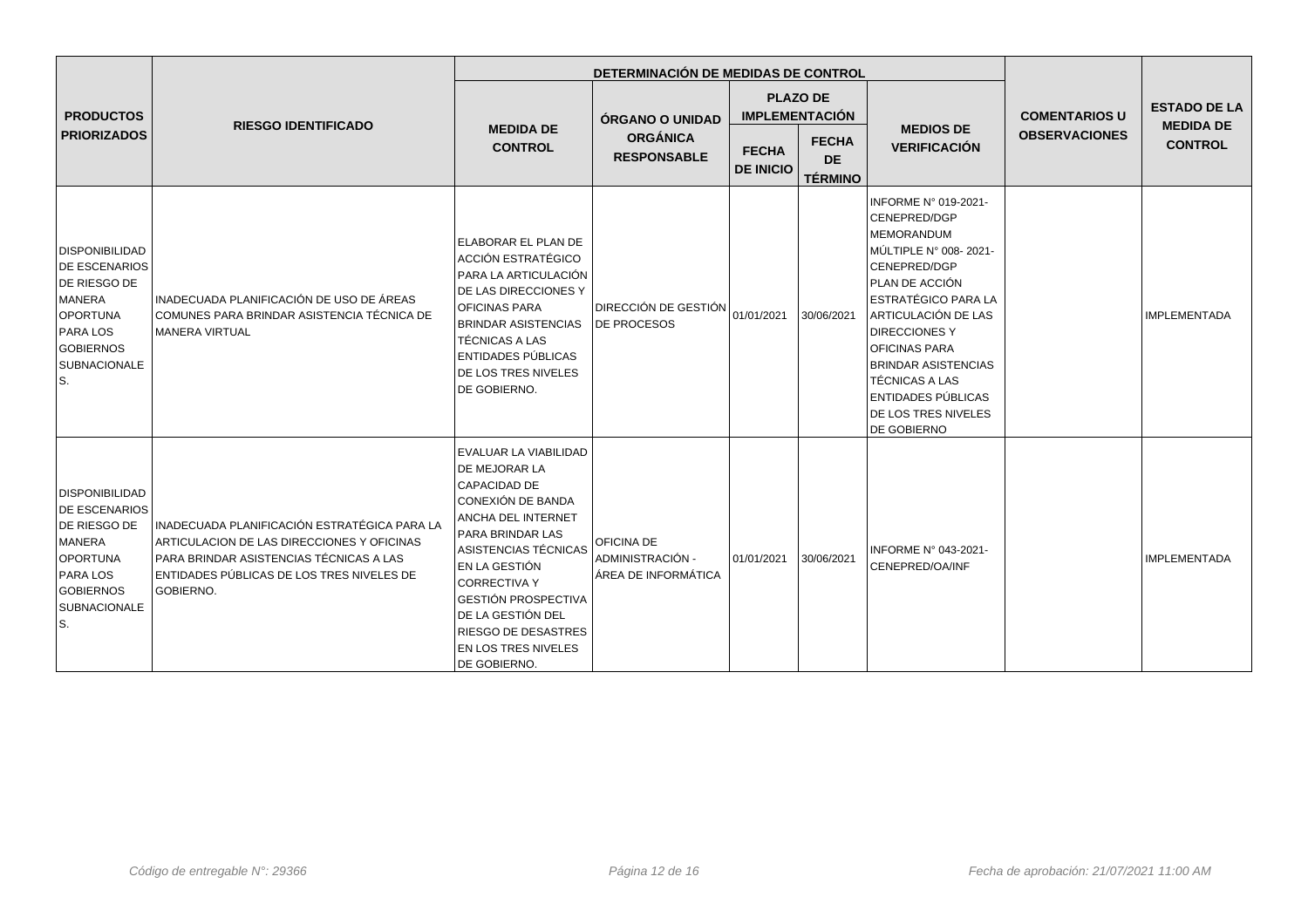| PRODUCTOS PRIORIZADOS | RIESGO IDENTIFICADO | DETERMINACIÓN DE MEDIDAS DE CONTROL | | | | | COMENTARIOS U OBSERVACIONES | ESTADO DE LA MEDIDA DE CONTROL |
|---|---|---|---|---|---|---|---|---|
| | | MEDIDA DE CONTROL | ÓRGANO O UNIDAD ORGÁNICA RESPONSABLE | PLAZO DE IMPLEMENTACIÓN | | MEDIOS DE VERIFICACIÓN | | |
| | | | | FECHA DE INICIO | FECHA DE TÉRMINO | | | |
| DISPONIBILIDAD DE ESCENARIOS DE RIESGO DE MANERA OPORTUNA PARA LOS GOBIERNOS SUBNACIONALES. | INADECUADA PLANIFICACIÓN DE USO DE ÁREAS COMUNES PARA BRINDAR ASISTENCIA TÉCNICA DE MANERA VIRTUAL | ELABORAR EL PLAN DE ACCIÓN ESTRATÉGICO PARA LA ARTICULACIÓN DE LAS DIRECCIONES Y OFICINAS PARA BRINDAR ASISTENCIAS TÉCNICAS A LAS ENTIDADES PÚBLICAS DE LOS TRES NIVELES DE GOBIERNO. | DIRECCIÓN DE GESTIÓN DE PROCESOS | 01/01/2021 | 30/06/2021 | INFORME N° 019-2021-CENEPRED/DGP MEMORANDUM MÚLTIPLE N° 008- 2021-CENEPRED/DGP PLAN DE ACCIÓN ESTRATÉGICO PARA LA ARTICULACIÓN DE LAS DIRECCIONES Y OFICINAS PARA BRINDAR ASISTENCIAS TÉCNICAS A LAS ENTIDADES PÚBLICAS DE LOS TRES NIVELES DE GOBIERNO | | IMPLEMENTADA |
| DISPONIBILIDAD DE ESCENARIOS DE RIESGO DE MANERA OPORTUNA PARA LOS GOBIERNOS SUBNACIONALES. | INADECUADA PLANIFICACIÓN ESTRATÉGICA PARA LA ARTICULACION DE LAS DIRECCIONES Y OFICINAS PARA BRINDAR ASISTENCIAS TÉCNICAS A LAS ENTIDADES PÚBLICAS DE LOS TRES NIVELES DE GOBIERNO. | EVALUAR LA VIABILIDAD DE MEJORAR LA CAPACIDAD DE CONEXIÓN DE BANDA ANCHA DEL INTERNET PARA BRINDAR LAS ASISTENCIAS TÉCNICAS EN LA GESTIÓN CORRECTIVA Y GESTIÓN PROSPECTIVA DE LA GESTIÓN DEL RIESGO DE DESASTRES EN LOS TRES NIVELES DE GOBIERNO. | OFICINA DE ADMINISTRACIÓN - ÁREA DE INFORMÁTICA | 01/01/2021 | 30/06/2021 | INFORME N° 043-2021-CENEPRED/OA/INF | | IMPLEMENTADA |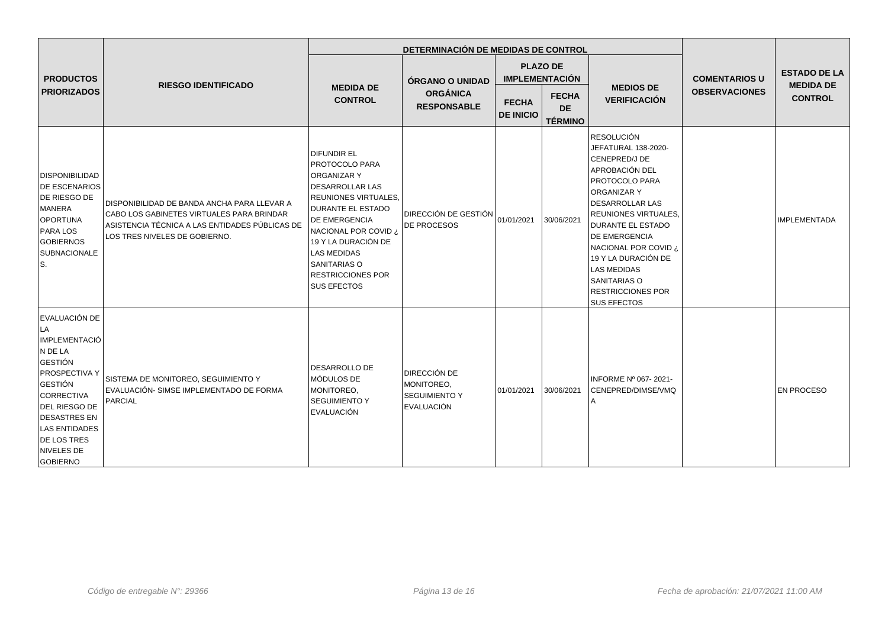| PRODUCTOS PRIORIZADOS | RIESGO IDENTIFICADO | DETERMINACIÓN DE MEDIDAS DE CONTROL | | | | | COMENTARIOS U OBSERVACIONES | ESTADO DE LA MEDIDA DE CONTROL |
|---|---|---|---|---|---|---|---|---|
| | | MEDIDA DE CONTROL | ÓRGANO O UNIDAD ORGÁNICA RESPONSABLE | PLAZO DE IMPLEMENTACIÓN | | MEDIOS DE VERIFICACIÓN | | |
| | | | | FECHA DE INICIO | FECHA DE TÉRMINO | | | |
| DISPONIBILIDAD DE ESCENARIOS DE RIESGO DE MANERA OPORTUNA PARA LOS GOBIERNOS SUBNACIONALES. | DISPONIBILIDAD DE BANDA ANCHA PARA LLEVAR A CABO LOS GABINETES VIRTUALES PARA BRINDAR ASISTENCIA TÉCNICA A LAS ENTIDADES PÚBLICAS DE LOS TRES NIVELES DE GOBIERNO. | DIFUNDIR EL PROTOCOLO PARA ORGANIZAR Y DESARROLLAR LAS REUNIONES VIRTUALES, DURANTE EL ESTADO DE EMERGENCIA NACIONAL POR COVID ¿ 19 Y LA DURACIÓN DE LAS MEDIDAS SANITARIAS O RESTRICCIONES POR SUS EFECTOS | DIRECCIÓN DE GESTIÓN DE PROCESOS | 01/01/2021 | 30/06/2021 | RESOLUCIÓN JEFATURAL 138-2020-CENEPRED/J DE APROBACIÓN DEL PROTOCOLO PARA ORGANIZAR Y DESARROLLAR LAS REUNIONES VIRTUALES, DURANTE EL ESTADO DE EMERGENCIA NACIONAL POR COVID ¿ 19 Y LA DURACIÓN DE LAS MEDIDAS SANITARIAS O RESTRICCIONES POR SUS EFECTOS | | IMPLEMENTADA |
| EVALUACIÓN DE LA IMPLEMENTACIÓN DE LA GESTIÓN PROSPECTIVA Y GESTIÓN CORRECTIVA DEL RIESGO DE DESASTRES EN LAS ENTIDADES DE LOS TRES NIVELES DE GOBIERNO | SISTEMA DE MONITOREO, SEGUIMIENTO Y EVALUACIÓN- SIMSE IMPLEMENTADO DE FORMA PARCIAL | DESARROLLO DE MÓDULOS DE MONITOREO, SEGUIMIENTO Y EVALUACIÓN | DIRECCIÓN DE MONITOREO, SEGUIMIENTO Y EVALUACIÓN | 01/01/2021 | 30/06/2021 | INFORME Nº 067- 2021-CENEPRED/DIMSE/VMQA | | EN PROCESO |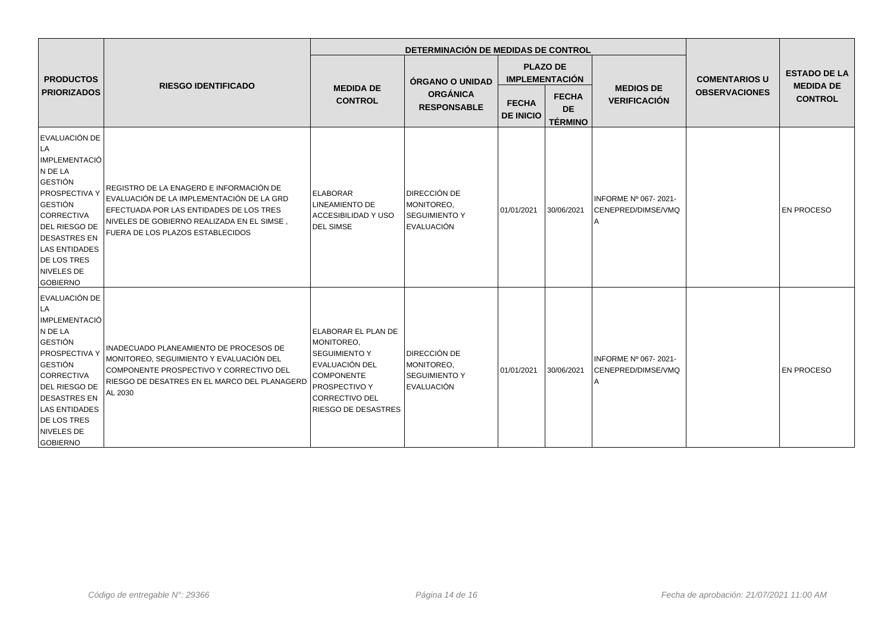| PRODUCTOS PRIORIZADOS | RIESGO IDENTIFICADO | DETERMINACIÓN DE MEDIDAS DE CONTROL | | | | | COMENTARIOS U OBSERVACIONES | ESTADO DE LA MEDIDA DE CONTROL |
|---|---|---|---|---|---|---|---|---|
| | | MEDIDA DE CONTROL | ÓRGANO O UNIDAD ORGÁNICA RESPONSABLE | PLAZO DE IMPLEMENTACIÓN | | MEDIOS DE VERIFICACIÓN | | |
| | | | | FECHA DE INICIO | FECHA DE TÉRMINO | | | |
| EVALUACIÓN DE LA IMPLEMENTACIÓN DE LA GESTIÓN PROSPECTIVA Y GESTIÓN CORRECTIVA DEL RIESGO DE DESASTRES EN LAS ENTIDADES DE LOS TRES NIVELES DE GOBIERNO | REGISTRO DE LA ENAGERD E INFORMACIÓN DE EVALUACIÓN DE LA IMPLEMENTACIÓN DE LA GRD EFECTUADA POR LAS ENTIDADES DE LOS TRES NIVELES DE GOBIERNO REALIZADA EN EL SIMSE , FUERA DE LOS PLAZOS ESTABLECIDOS | ELABORAR LINEAMIENTO DE ACCESIBILIDAD Y USO DEL SIMSE | DIRECCIÓN DE MONITOREO, SEGUIMIENTO Y EVALUACIÓN | 01/01/2021 | 30/06/2021 | INFORME Nº 067- 2021-CENEPRED/DIMSE/VMQA | | EN PROCESO |
| EVALUACIÓN DE LA IMPLEMENTACIÓN DE LA GESTIÓN PROSPECTIVA Y GESTIÓN CORRECTIVA DEL RIESGO DE DESASTRES EN LAS ENTIDADES DE LOS TRES NIVELES DE GOBIERNO | INADECUADO PLANEAMIENTO DE PROCESOS DE MONITOREO, SEGUIMIENTO Y EVALUACIÓN DEL COMPONENTE PROSPECTIVO Y CORRECTIVO DEL RIESGO DE DESATRES EN EL MARCO DEL PLANAGERD AL 2030 | ELABORAR EL PLAN DE MONITOREO, SEGUIMIENTO Y EVALUACIÓN DEL COMPONENTE PROSPECTIVO Y CORRECTIVO DEL RIESGO DE DESASTRES | DIRECCIÓN DE MONITOREO, SEGUIMIENTO Y EVALUACIÓN | 01/01/2021 | 30/06/2021 | INFORME Nº 067- 2021-CENEPRED/DIMSE/VMQA | | EN PROCESO |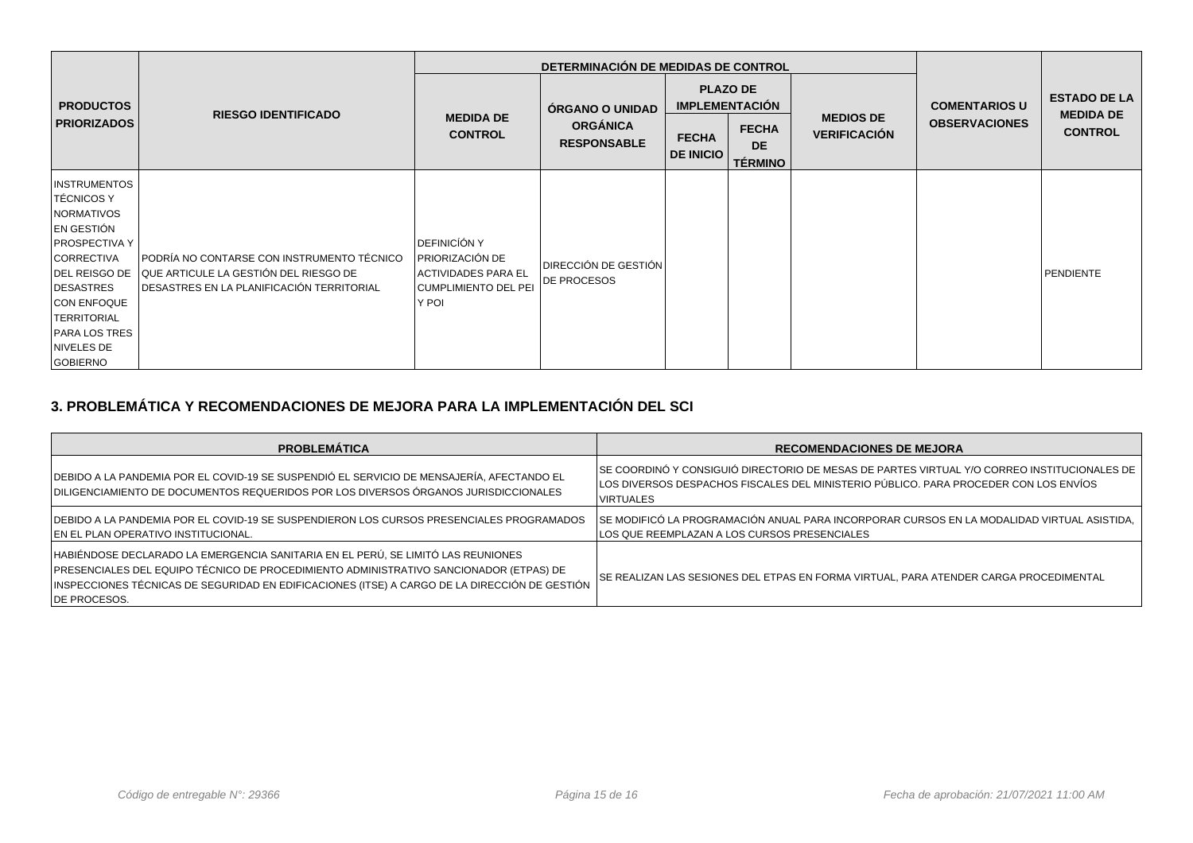| PRODUCTOS PRIORIZADOS | RIESGO IDENTIFICADO | DETERMINACIÓN DE MEDIDAS DE CONTROL | | | | | COMENTARIOS U OBSERVACIONES | ESTADO DE LA MEDIDA DE CONTROL |
|---|---|---|---|---|---|---|---|---|
| | | MEDIDA DE CONTROL | ÓRGANO O UNIDAD ORGÁNICA RESPONSABLE | PLAZO DE IMPLEMENTACIÓN | | MEDIOS DE VERIFICACIÓN | | |
| | | | | FECHA DE INICIO | FECHA DE TÉRMINO | | | |
| INSTRUMENTOS TÉCNICOS Y NORMATIVOS EN GESTIÓN PROSPECTIVA Y CORRECTIVA DEL REISGO DE DESASTRES CON ENFOQUE TERRITORIAL PARA LOS TRES NIVELES DE GOBIERNO | PODRÍA NO CONTARSE CON INSTRUMENTO TÉCNICO QUE ARTICULE LA GESTIÓN DEL RIESGO DE DESASTRES EN LA PLANIFICACIÓN TERRITORIAL | DEFINICÍÓN Y PRIORIZACIÓN DE ACTIVIDADES PARA EL CUMPLIMIENTO DEL PEI Y POI | DIRECCIÓN DE GESTIÓN DE PROCESOS | | | | | PENDIENTE |

## 3. PROBLEMÁTICA Y RECOMENDACIONES DE MEJORA PARA LA IMPLEMENTACIÓN DEL SCI

| PROBLEMÁTICA | RECOMENDACIONES DE MEJORA |
|---|---|
| DEBIDO A LA PANDEMIA POR EL COVID-19 SE SUSPENDIÓ EL SERVICIO DE MENSAJERÍA, AFECTANDO EL DILIGENCIAMIENTO DE DOCUMENTOS REQUERIDOS POR LOS DIVERSOS ÓRGANOS JURISDICCIONALES | SE COORDINÓ Y CONSIGUIÓ DIRECTORIO DE MESAS DE PARTES VIRTUAL Y/O CORREO INSTITUCIONALES DE LOS DIVERSOS DESPACHOS FISCALES DEL MINISTERIO PÚBLICO. PARA PROCEDER CON LOS ENVÍOS VIRTUALES |
| DEBIDO A LA PANDEMIA POR EL COVID-19 SE SUSPENDIERON LOS CURSOS PRESENCIALES PROGRAMADOS EN EL PLAN OPERATIVO INSTITUCIONAL. | SE MODIFICÓ LA PROGRAMACIÓN ANUAL PARA INCORPORAR CURSOS EN LA MODALIDAD VIRTUAL ASISTIDA, LOS QUE REEMPLAZAN A LOS CURSOS PRESENCIALES |
| HABIÉNDOSE DECLARADO LA EMERGENCIA SANITARIA EN EL PERÚ, SE LIMITÓ LAS REUNIONES PRESENCIALES DEL EQUIPO TÉCNICO DE PROCEDIMIENTO ADMINISTRATIVO SANCIONADOR (ETPAS) DE INSPECCIONES TÉCNICAS DE SEGURIDAD EN EDIFICACIONES (ITSE) A CARGO DE LA DIRECCIÓN DE GESTIÓN DE PROCESOS. | SE REALIZAN LAS SESIONES DEL ETPAS EN FORMA VIRTUAL, PARA ATENDER CARGA PROCEDIMENTAL |

*Código de entregable N°: 29366* *Fecha de aprobación: 21/07/2021 11:00 AM*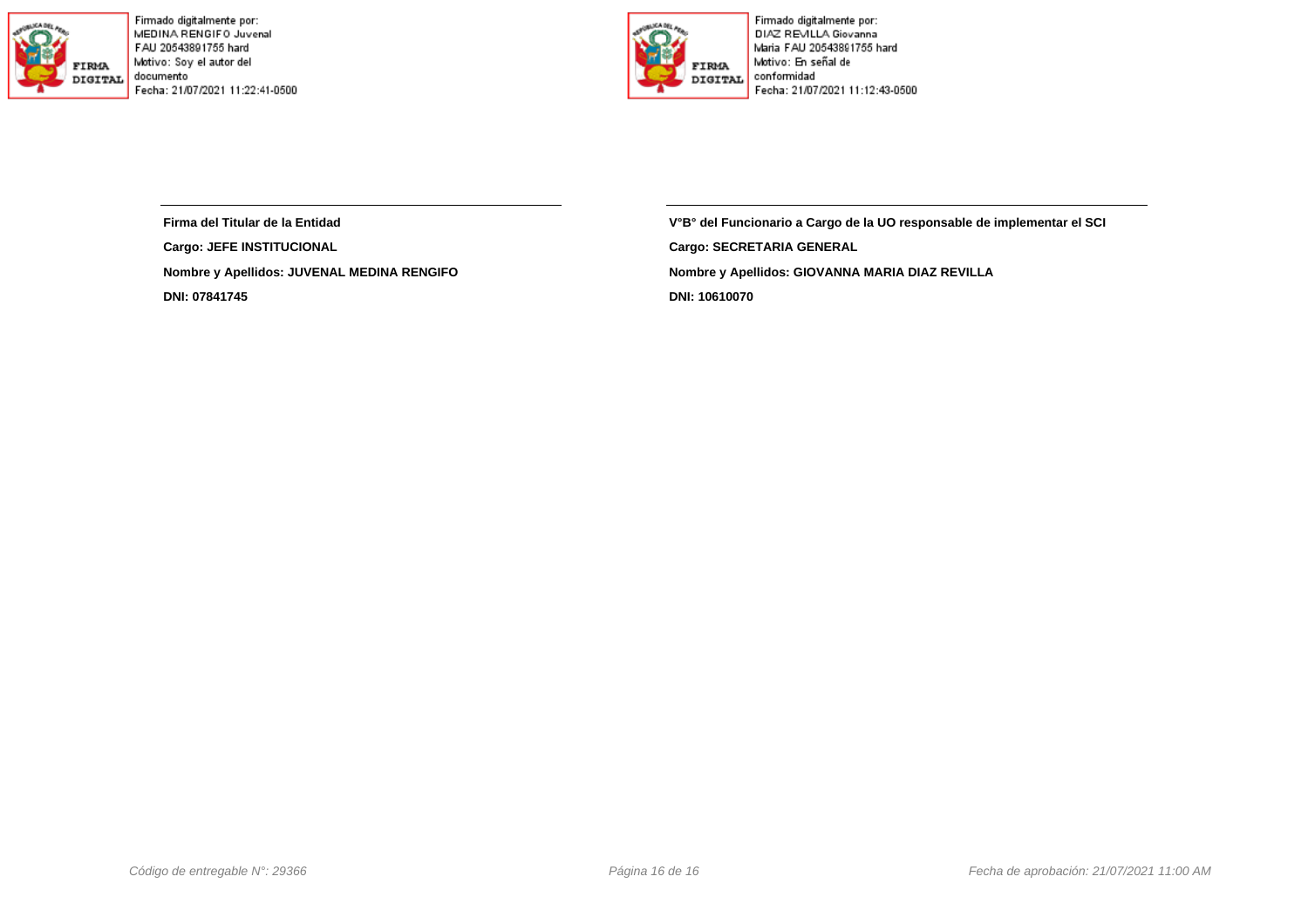Firmado digitalmente por:
MEDINA RENGIFO Juvenal
FAU 20543891755 hard
Motivo: Soy el autor del documento
Fecha: 21/07/2021 11:22:41-0500

Firmado digitalmente por:
DIAZ REVILLA Giovanna
Maria FAU 20543891755 hard
Motivo: En señal de conformidad
Fecha: 21/07/2021 11:12:43-0500

**Firma del Titular de la Entidad**

**Cargo: JEFE INSTITUCIONAL**

**Nombre y Apellidos: JUVENAL MEDINA RENGIFO**

**DNI: 07841745**

**V°B° del Funcionario a Cargo de la UO responsable de implementar el SCI**

**Cargo: SECRETARIA GENERAL**

**Nombre y Apellidos: GIOVANNA MARIA DIAZ REVILLA**

**DNI: 10610070**